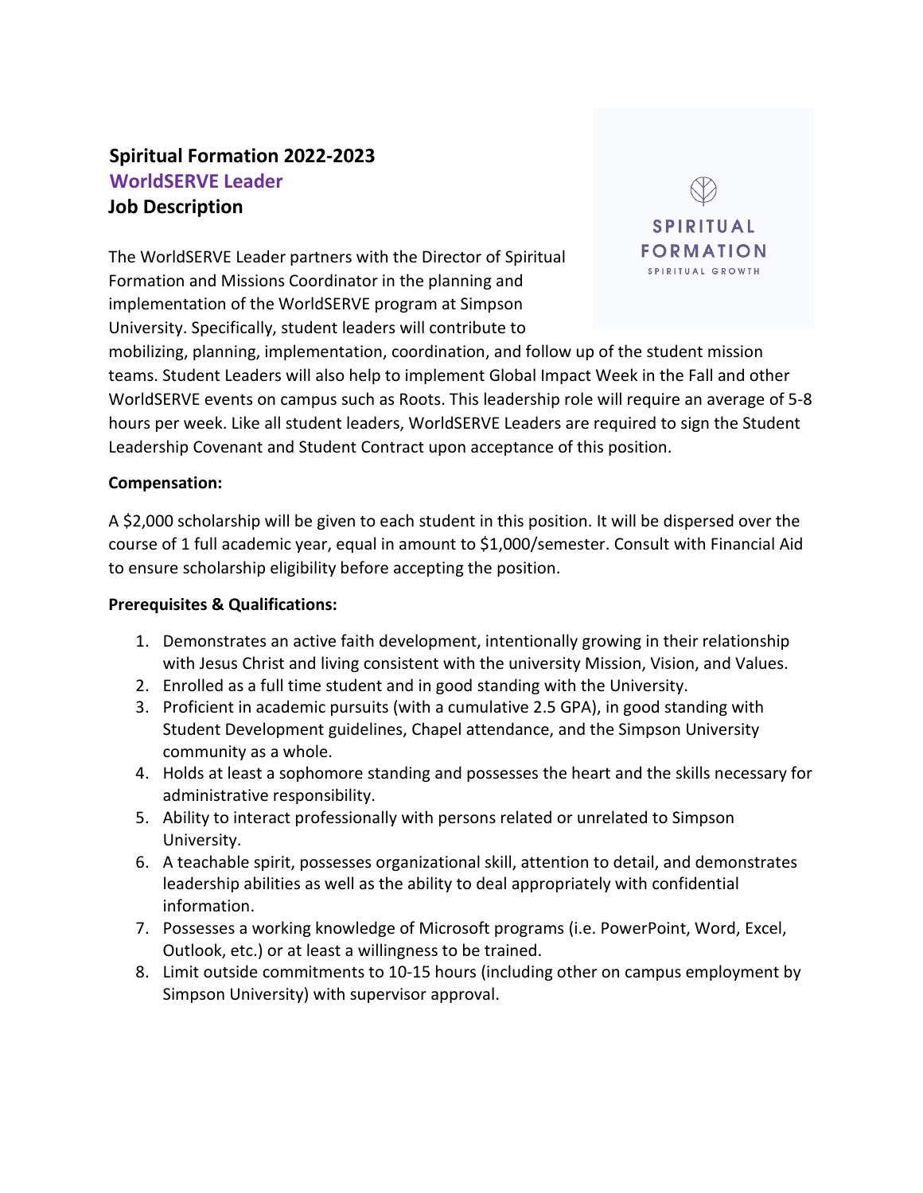# Spiritual Formation 2022-2023

## WorldSERVE Leader

## Job Description

SPIRITUAL FORMATION
SPIRITUAL GROWTH

The WorldSERVE Leader partners with the Director of Spiritual Formation and Missions Coordinator in the planning and implementation of the WorldSERVE program at Simpson University. Specifically, student leaders will contribute to mobilizing, planning, implementation, coordination, and follow up of the student mission teams. Student Leaders will also help to implement Global Impact Week in the Fall and other WorldSERVE events on campus such as Roots. This leadership role will require an average of 5-8 hours per week. Like all student leaders, WorldSERVE Leaders are required to sign the Student Leadership Covenant and Student Contract upon acceptance of this position.

**Compensation:**

A $2,000 scholarship will be given to each student in this position. It will be dispersed over the course of 1 full academic year, equal in amount to $1,000/semester. Consult with Financial Aid to ensure scholarship eligibility before accepting the position.

**Prerequisites & Qualifications:**

1. Demonstrates an active faith development, intentionally growing in their relationship with Jesus Christ and living consistent with the university Mission, Vision, and Values.
2. Enrolled as a full time student and in good standing with the University.
3. Proficient in academic pursuits (with a cumulative 2.5 GPA), in good standing with Student Development guidelines, Chapel attendance, and the Simpson University community as a whole.
4. Holds at least a sophomore standing and possesses the heart and the skills necessary for administrative responsibility.
5. Ability to interact professionally with persons related or unrelated to Simpson University.
6. A teachable spirit, possesses organizational skill, attention to detail, and demonstrates leadership abilities as well as the ability to deal appropriately with confidential information.
7. Possesses a working knowledge of Microsoft programs (i.e. PowerPoint, Word, Excel, Outlook, etc.) or at least a willingness to be trained.
8. Limit outside commitments to 10-15 hours (including other on campus employment by Simpson University) with supervisor approval.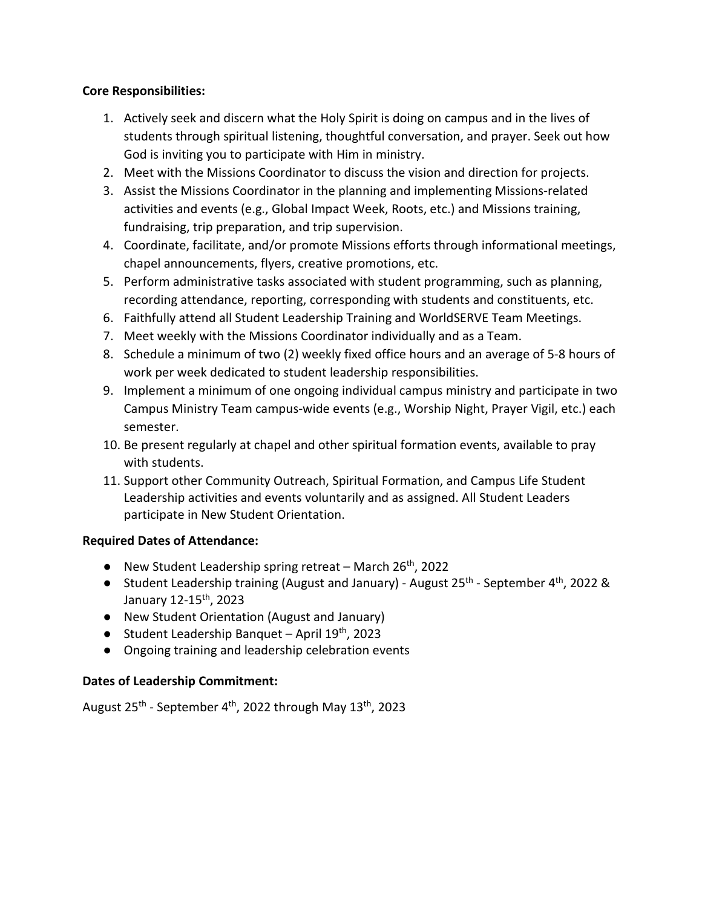**Core Responsibilities:**

1. Actively seek and discern what the Holy Spirit is doing on campus and in the lives of students through spiritual listening, thoughtful conversation, and prayer. Seek out how God is inviting you to participate with Him in ministry.
2. Meet with the Missions Coordinator to discuss the vision and direction for projects.
3. Assist the Missions Coordinator in the planning and implementing Missions-related activities and events (e.g., Global Impact Week, Roots, etc.) and Missions training, fundraising, trip preparation, and trip supervision.
4. Coordinate, facilitate, and/or promote Missions efforts through informational meetings, chapel announcements, flyers, creative promotions, etc.
5. Perform administrative tasks associated with student programming, such as planning, recording attendance, reporting, corresponding with students and constituents, etc.
6. Faithfully attend all Student Leadership Training and WorldSERVE Team Meetings.
7. Meet weekly with the Missions Coordinator individually and as a Team.
8. Schedule a minimum of two (2) weekly fixed office hours and an average of 5-8 hours of work per week dedicated to student leadership responsibilities.
9. Implement a minimum of one ongoing individual campus ministry and participate in two Campus Ministry Team campus-wide events (e.g., Worship Night, Prayer Vigil, etc.) each semester.
10. Be present regularly at chapel and other spiritual formation events, available to pray with students.
11. Support other Community Outreach, Spiritual Formation, and Campus Life Student Leadership activities and events voluntarily and as assigned. All Student Leaders participate in New Student Orientation.

**Required Dates of Attendance:**

- New Student Leadership spring retreat – March 26th, 2022
- Student Leadership training (August and January) - August 25th - September 4th, 2022 & January 12-15th, 2023
- New Student Orientation (August and January)
- Student Leadership Banquet – April 19th, 2023
- Ongoing training and leadership celebration events

**Dates of Leadership Commitment:**

August 25th - September 4th, 2022 through May 13th, 2023